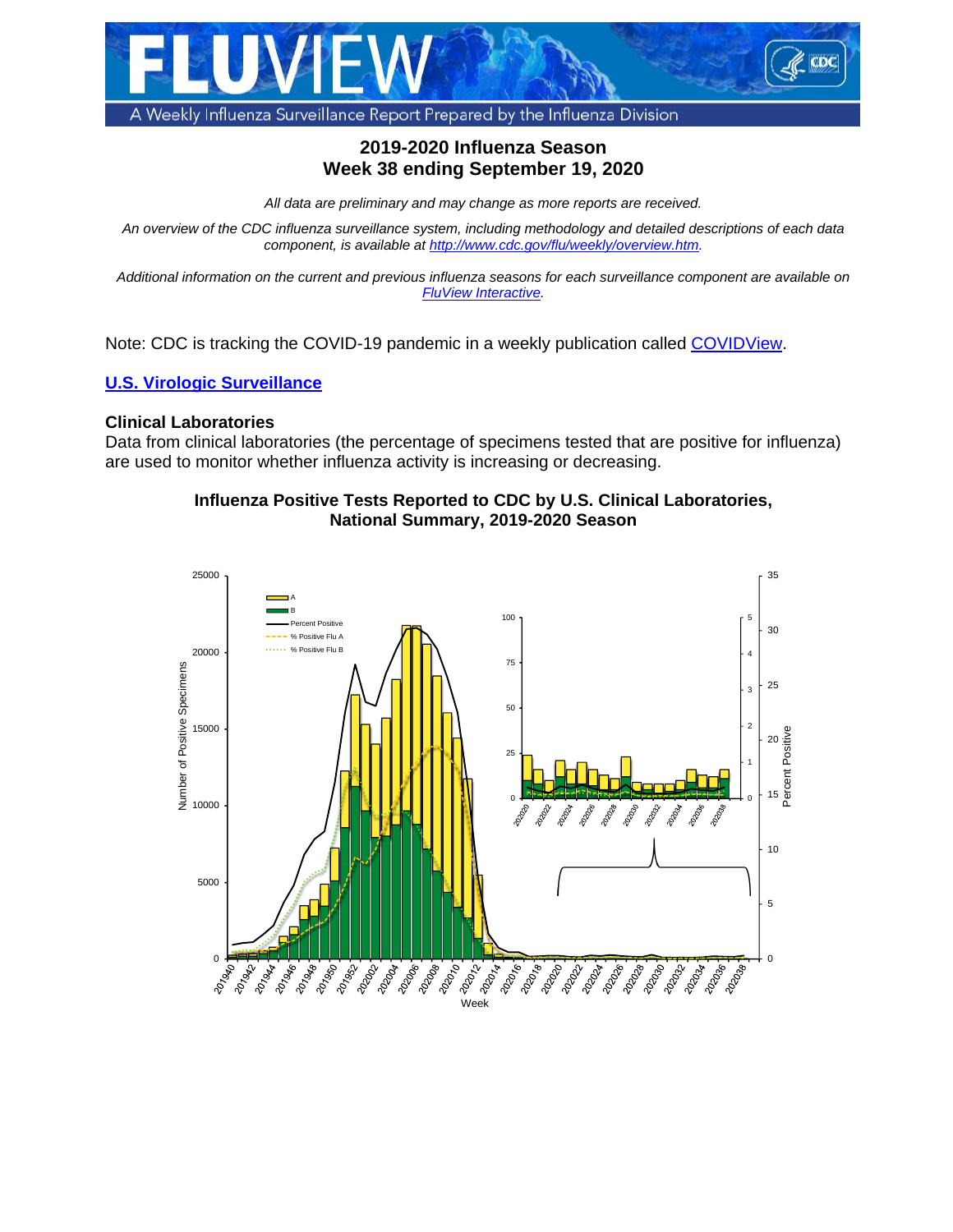# FLUVIEW

A Weekly Influenza Surveillance Report Prepared by the Influenza Division

## 2019-2020 Influenza Season
## Week 38 ending September 19, 2020

*All data are preliminary and may change as more reports are received.*

*An overview of the CDC influenza surveillance system, including methodology and detailed descriptions of each data component, is available at [http://www.cdc.gov/flu/weekly/overview.htm](http://www.cdc.gov/flu/weekly/overview.htm).*

*Additional information on the current and previous influenza seasons for each surveillance component are available on [FluView Interactive](#).*

Note: CDC is tracking the COVID-19 pandemic in a weekly publication called [COVIDView](#).

### [U.S. Virologic Surveillance](#)

**Clinical Laboratories**

Data from clinical laboratories (the percentage of specimens tested that are positive for influenza) are used to monitor whether influenza activity is increasing or decreasing.

**Influenza Positive Tests Reported to CDC by U.S. Clinical Laboratories, National Summary, 2019-2020 Season**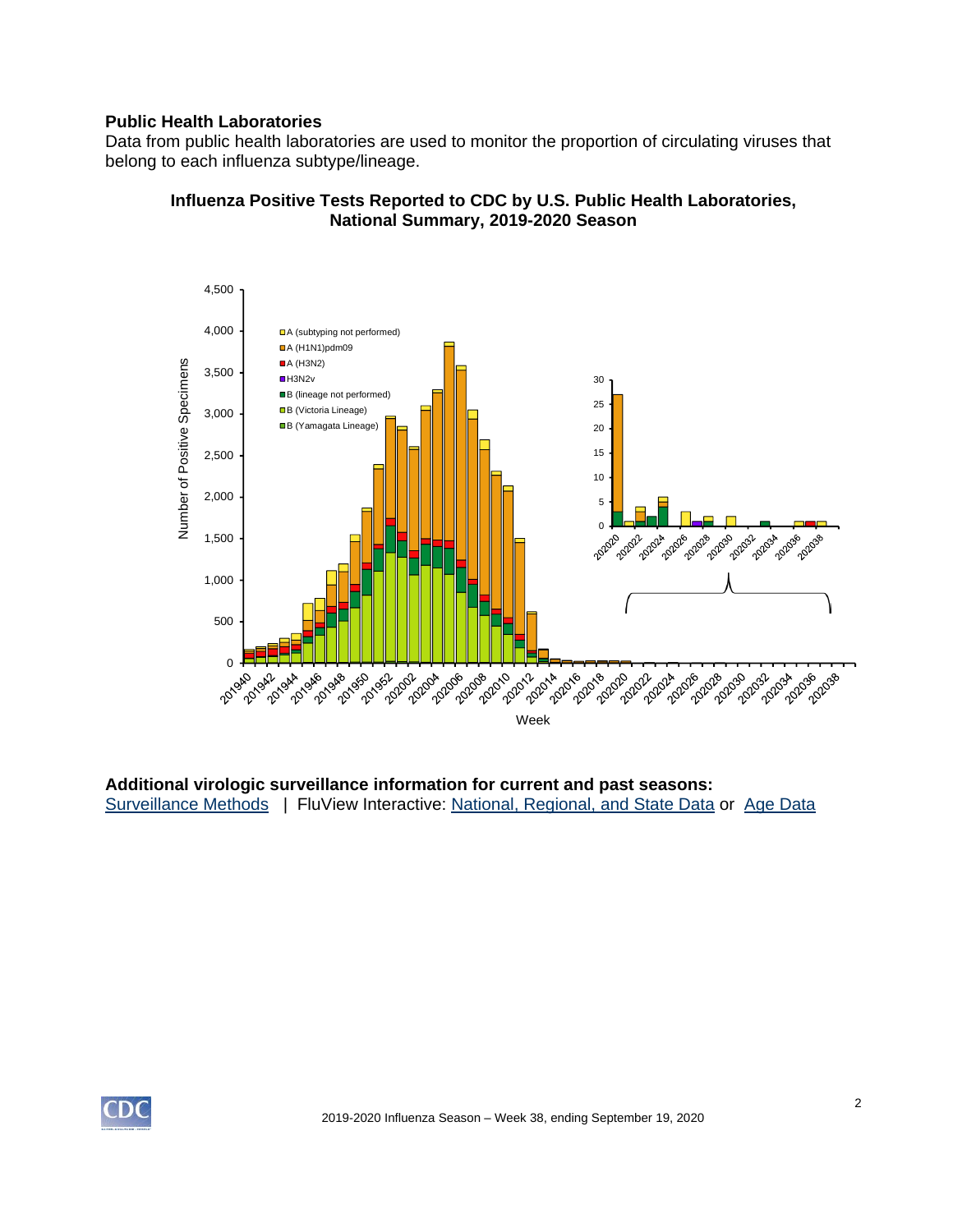### Public Health Laboratories

Data from public health laboratories are used to monitor the proportion of circulating viruses that belong to each influenza subtype/lineage.

**Influenza Positive Tests Reported to CDC by U.S. Public Health Laboratories, National Summary, 2019-2020 Season**

**Additional virologic surveillance information for current and past seasons:**
Surveillance Methods | FluView Interactive: National, Regional, and State Data or Age Data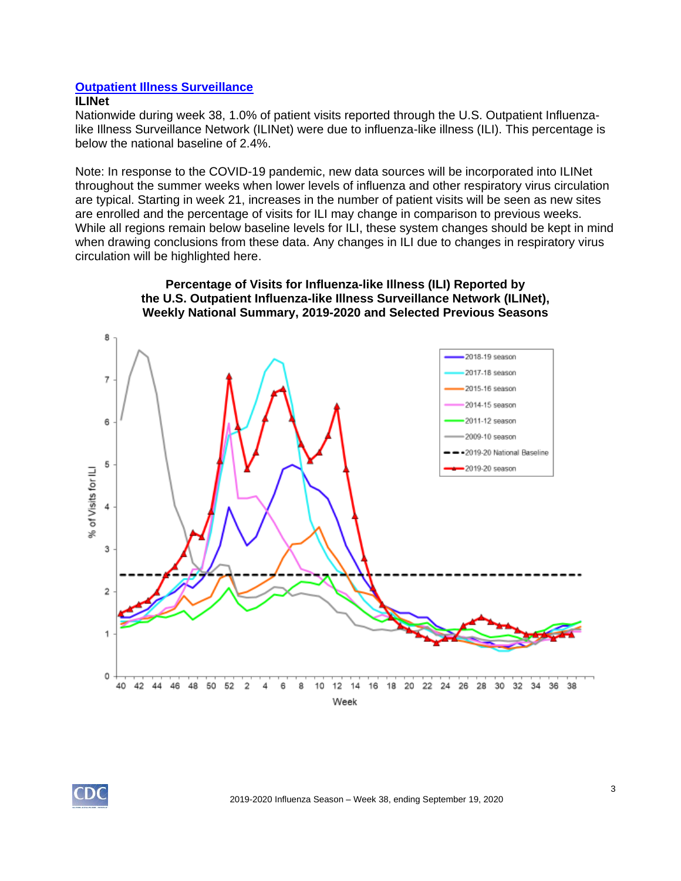## [Outpatient Illness Surveillance]

### ILINet

Nationwide during week 38, 1.0% of patient visits reported through the U.S. Outpatient Influenza-like Illness Surveillance Network (ILINet) were due to influenza-like illness (ILI). This percentage is below the national baseline of 2.4%.

Note: In response to the COVID-19 pandemic, new data sources will be incorporated into ILINet throughout the summer weeks when lower levels of influenza and other respiratory virus circulation are typical. Starting in week 21, increases in the number of patient visits will be seen as new sites are enrolled and the percentage of visits for ILI may change in comparison to previous weeks. While all regions remain below baseline levels for ILI, these system changes should be kept in mind when drawing conclusions from these data. Any changes in ILI due to changes in respiratory virus circulation will be highlighted here.

**Percentage of Visits for Influenza-like Illness (ILI) Reported by the U.S. Outpatient Influenza-like Illness Surveillance Network (ILINet), Weekly National Summary, 2019-2020 and Selected Previous Seasons**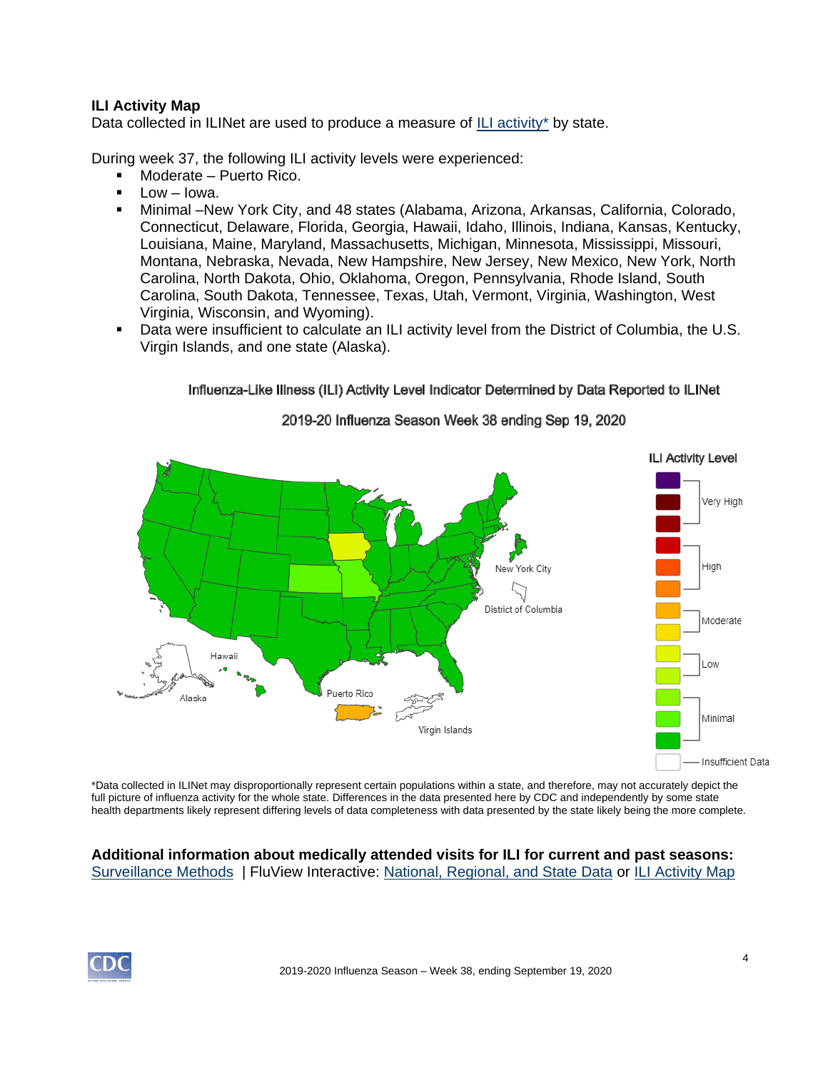**ILI Activity Map**

Data collected in ILINet are used to produce a measure of ILI activity* by state.

During week 37, the following ILI activity levels were experienced:

- Moderate – Puerto Rico.
- Low – Iowa.
- Minimal –New York City, and 48 states (Alabama, Arizona, Arkansas, California, Colorado, Connecticut, Delaware, Florida, Georgia, Hawaii, Idaho, Illinois, Indiana, Kansas, Kentucky, Louisiana, Maine, Maryland, Massachusetts, Michigan, Minnesota, Mississippi, Missouri, Montana, Nebraska, Nevada, New Hampshire, New Jersey, New Mexico, New York, North Carolina, North Dakota, Ohio, Oklahoma, Oregon, Pennsylvania, Rhode Island, South Carolina, South Dakota, Tennessee, Texas, Utah, Vermont, Virginia, Washington, West Virginia, Wisconsin, and Wyoming).
- Data were insufficient to calculate an ILI activity level from the District of Columbia, the U.S. Virgin Islands, and one state (Alaska).

Influenza-Like Illness (ILI) Activity Level Indicator Determined by Data Reported to ILINet

2019-20 Influenza Season Week 38 ending Sep 19, 2020

*Data collected in ILINet may disproportionally represent certain populations within a state, and therefore, may not accurately depict the full picture of influenza activity for the whole state. Differences in the data presented here by CDC and independently by some state health departments likely represent differing levels of data completeness with data presented by the state likely being the more complete.

**Additional information about medically attended visits for ILI for current and past seasons:**
Surveillance Methods | FluView Interactive: National, Regional, and State Data or ILI Activity Map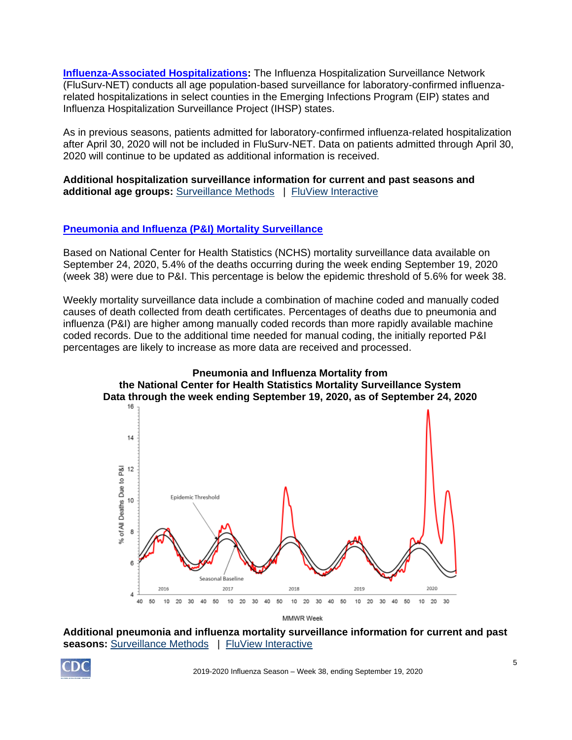**[Influenza-Associated Hospitalizations](#):** The Influenza Hospitalization Surveillance Network (FluSurv-NET) conducts all age population-based surveillance for laboratory-confirmed influenza-related hospitalizations in select counties in the Emerging Infections Program (EIP) states and Influenza Hospitalization Surveillance Project (IHSP) states.

As in previous seasons, patients admitted for laboratory-confirmed influenza-related hospitalization after April 30, 2020 will not be included in FluSurv-NET. Data on patients admitted through April 30, 2020 will continue to be updated as additional information is received.

**Additional hospitalization surveillance information for current and past seasons and additional age groups:** [Surveillance Methods](#) | [FluView Interactive](#)

## [Pneumonia and Influenza (P&I) Mortality Surveillance](#)

Based on National Center for Health Statistics (NCHS) mortality surveillance data available on September 24, 2020, 5.4% of the deaths occurring during the week ending September 19, 2020 (week 38) were due to P&I. This percentage is below the epidemic threshold of 5.6% for week 38.

Weekly mortality surveillance data include a combination of machine coded and manually coded causes of death collected from death certificates. Percentages of deaths due to pneumonia and influenza (P&I) are higher among manually coded records than more rapidly available machine coded records. Due to the additional time needed for manual coding, the initially reported P&I percentages are likely to increase as more data are received and processed.

**Pneumonia and Influenza Mortality from the National Center for Health Statistics Mortality Surveillance System Data through the week ending September 19, 2020, as of September 24, 2020**

**Additional pneumonia and influenza mortality surveillance information for current and past seasons:** [Surveillance Methods](#) | [FluView Interactive](#)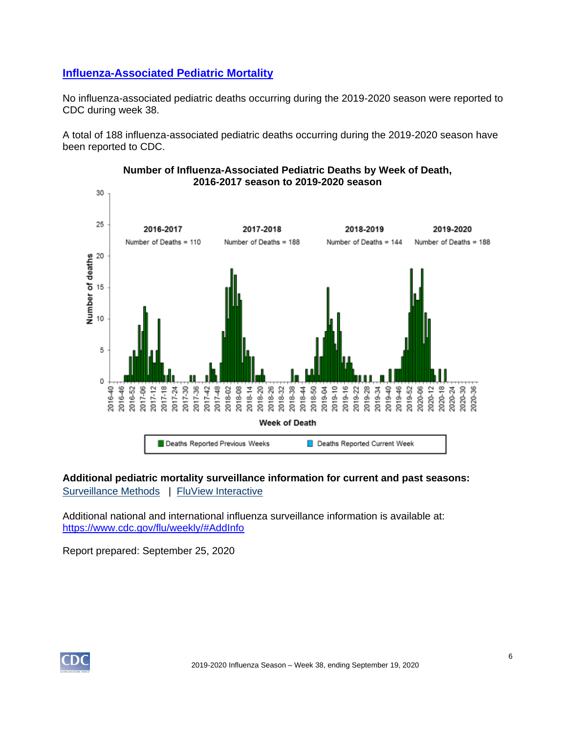## Influenza-Associated Pediatric Mortality

No influenza-associated pediatric deaths occurring during the 2019-2020 season were reported to CDC during week 38.

A total of 188 influenza-associated pediatric deaths occurring during the 2019-2020 season have been reported to CDC.

**Number of Influenza-Associated Pediatric Deaths by Week of Death, 2016-2017 season to 2019-2020 season**

2016-2017
Number of Deaths = 110

2017-2018
Number of Deaths = 188

2018-2019
Number of Deaths = 144

2019-2020
Number of Deaths = 188

Number of deaths

0
5
10
15
20
25
30

2016-40
2016-46
2016-52
2017-06
2017-12
2017-18
2017-24
2017-30
2017-36
2017-42
2017-48
2018-02
2018-08
2018-14
2018-20
2018-26
2018-32
2018-38
2018-44
2018-50
2019-04
2019-10
2019-16
2019-22
2019-28
2019-34
2019-40
2019-46
2019-52
2020-06
2020-12
2020-18
2020-24
2020-30
2020-36

Week of Death

Deaths Reported Previous Weeks
Deaths Reported Current Week

**Additional pediatric mortality surveillance information for current and past seasons:**
[Surveillance Methods](#) | [FluView Interactive](#)

Additional national and international influenza surveillance information is available at:
https://www.cdc.gov/flu/weekly/#AddInfo

Report prepared: September 25, 2020